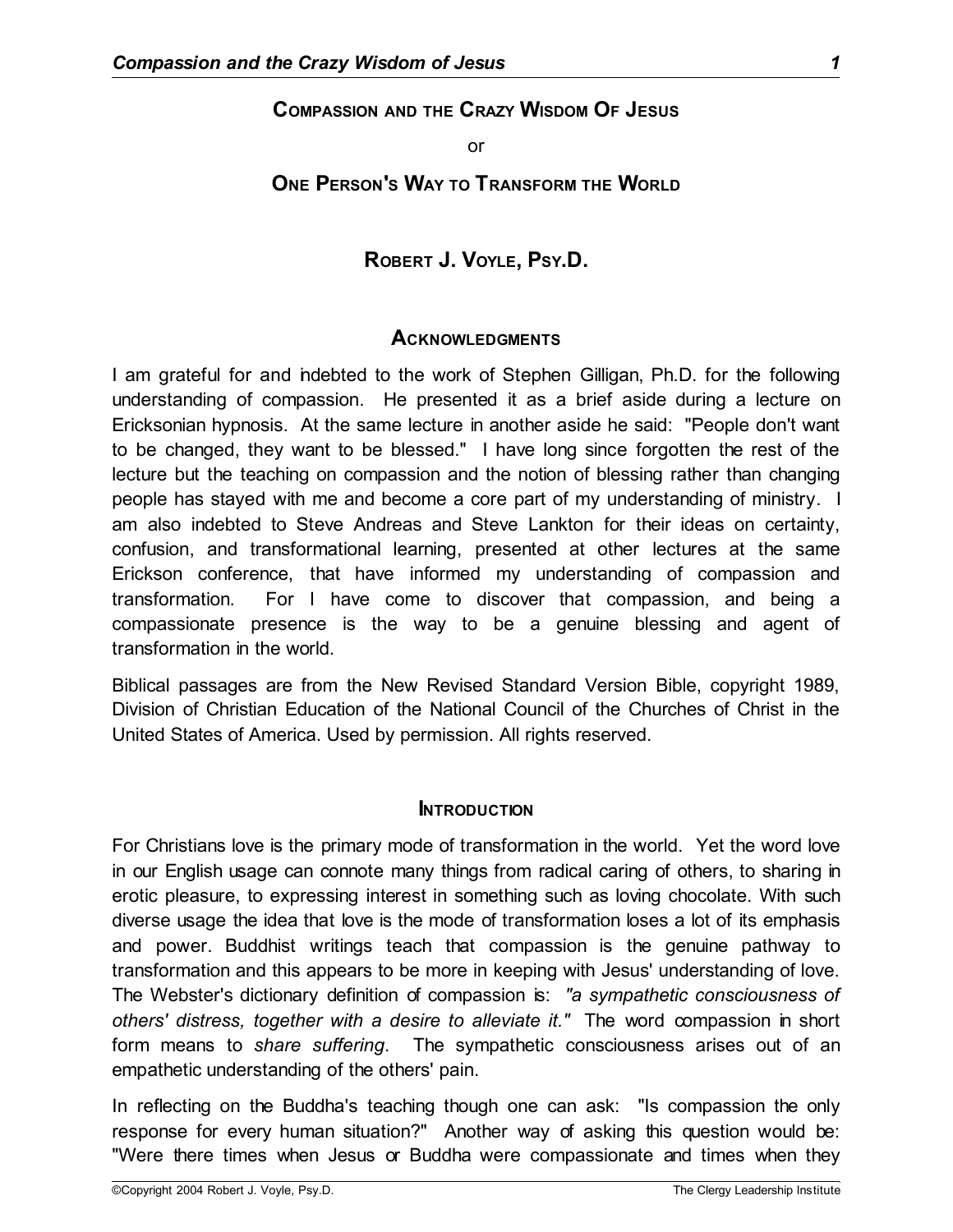# Compassion and the Crazy Wisdom Of Jesus

or

# One Person's Way to Transform the World

## Robert J. Voyle, Psy.D.

### Acknowledgments

I am grateful for and indebted to the work of Stephen Gilligan, Ph.D. for the following understanding of compassion. He presented it as a brief aside during a lecture on Ericksonian hypnosis. At the same lecture in another aside he said: "People don't want to be changed, they want to be blessed." I have long since forgotten the rest of the lecture but the teaching on compassion and the notion of blessing rather than changing people has stayed with me and become a core part of my understanding of ministry. I am also indebted to Steve Andreas and Steve Lankton for their ideas on certainty, confusion, and transformational learning, presented at other lectures at the same Erickson conference, that have informed my understanding of compassion and transformation. For I have come to discover that compassion, and being a compassionate presence is the way to be a genuine blessing and agent of transformation in the world.

Biblical passages are from the New Revised Standard Version Bible, copyright 1989, Division of Christian Education of the National Council of the Churches of Christ in the United States of America. Used by permission. All rights reserved.

### Introduction

For Christians love is the primary mode of transformation in the world. Yet the word love in our English usage can connote many things from radical caring of others, to sharing in erotic pleasure, to expressing interest in something such as loving chocolate. With such diverse usage the idea that love is the mode of transformation loses a lot of its emphasis and power. Buddhist writings teach that compassion is the genuine pathway to transformation and this appears to be more in keeping with Jesus' understanding of love. The Webster's dictionary definition of compassion is: *"a sympathetic consciousness of others' distress, together with a desire to alleviate it."* The word compassion in short form means to *share suffering*. The sympathetic consciousness arises out of an empathetic understanding of the others' pain.

In reflecting on the Buddha's teaching though one can ask: "Is compassion the only response for every human situation?" Another way of asking this question would be: "Were there times when Jesus or Buddha were compassionate and times when they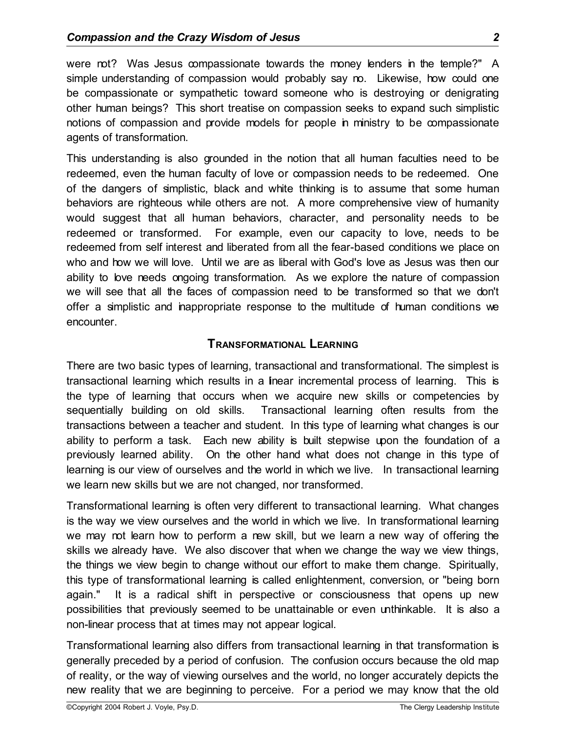were not? Was Jesus compassionate towards the money lenders in the temple?" A simple understanding of compassion would probably say no. Likewise, how could one be compassionate or sympathetic toward someone who is destroying or denigrating other human beings? This short treatise on compassion seeks to expand such simplistic notions of compassion and provide models for people in ministry to be compassionate agents of transformation.

This understanding is also grounded in the notion that all human faculties need to be redeemed, even the human faculty of love or compassion needs to be redeemed. One of the dangers of simplistic, black and white thinking is to assume that some human behaviors are righteous while others are not. A more comprehensive view of humanity would suggest that all human behaviors, character, and personality needs to be redeemed or transformed. For example, even our capacity to love, needs to be redeemed from self interest and liberated from all the fear-based conditions we place on who and how we will love. Until we are as liberal with God's love as Jesus was then our ability to love needs ongoing transformation. As we explore the nature of compassion we will see that all the faces of compassion need to be transformed so that we don't offer a simplistic and inappropriate response to the multitude of human conditions we encounter.

## Transformational Learning

There are two basic types of learning, transactional and transformational. The simplest is transactional learning which results in a linear incremental process of learning. This is the type of learning that occurs when we acquire new skills or competencies by sequentially building on old skills. Transactional learning often results from the transactions between a teacher and student. In this type of learning what changes is our ability to perform a task. Each new ability is built stepwise upon the foundation of a previously learned ability. On the other hand what does not change in this type of learning is our view of ourselves and the world in which we live. In transactional learning we learn new skills but we are not changed, nor transformed.

Transformational learning is often very different to transactional learning. What changes is the way we view ourselves and the world in which we live. In transformational learning we may not learn how to perform a new skill, but we learn a new way of offering the skills we already have. We also discover that when we change the way we view things, the things we view begin to change without our effort to make them change. Spiritually, this type of transformational learning is called enlightenment, conversion, or "being born again." It is a radical shift in perspective or consciousness that opens up new possibilities that previously seemed to be unattainable or even unthinkable. It is also a non-linear process that at times may not appear logical.

Transformational learning also differs from transactional learning in that transformation is generally preceded by a period of confusion. The confusion occurs because the old map of reality, or the way of viewing ourselves and the world, no longer accurately depicts the new reality that we are beginning to perceive. For a period we may know that the old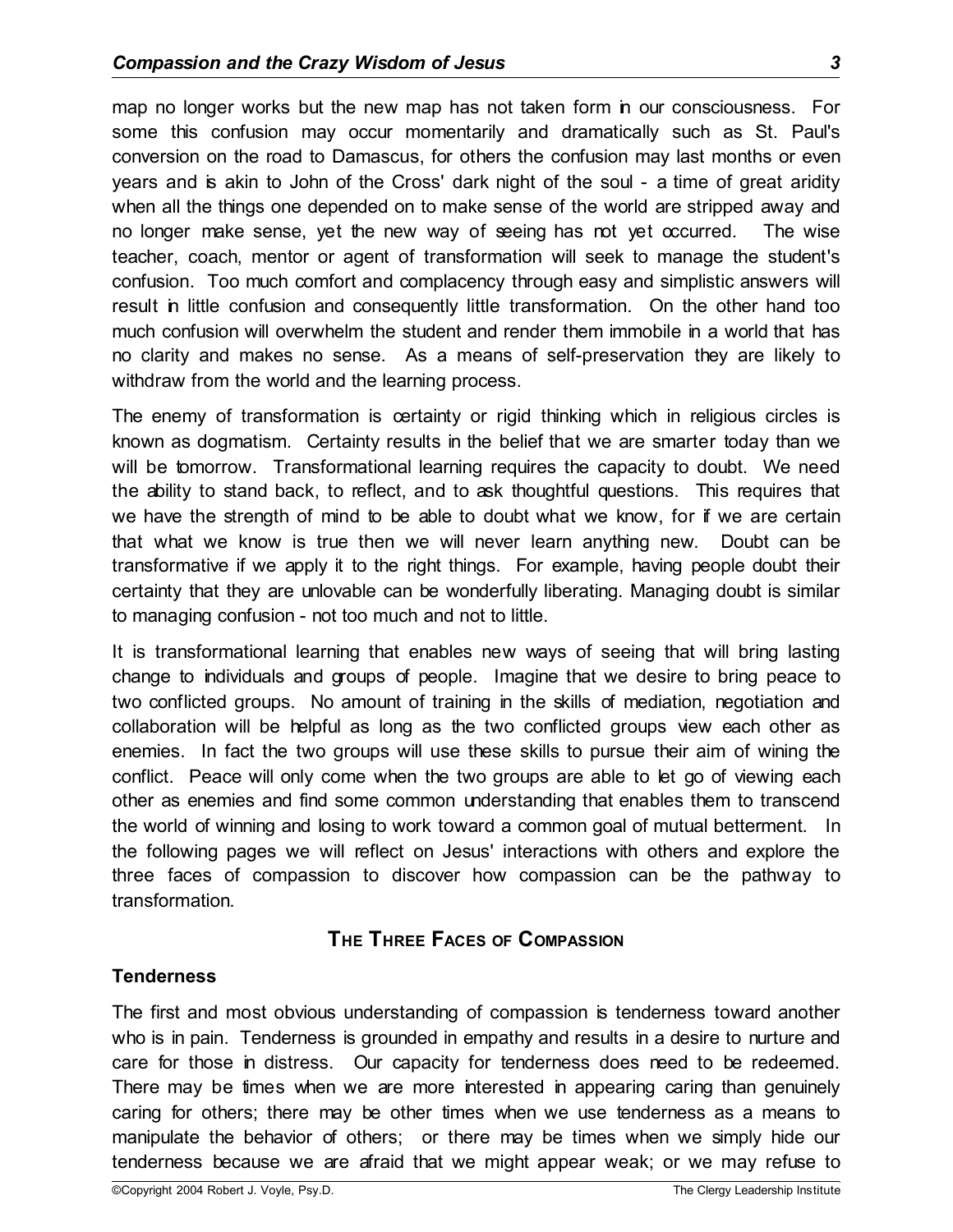map no longer works but the new map has not taken form in our consciousness. For some this confusion may occur momentarily and dramatically such as St. Paul's conversion on the road to Damascus, for others the confusion may last months or even years and is akin to John of the Cross' dark night of the soul - a time of great aridity when all the things one depended on to make sense of the world are stripped away and no longer make sense, yet the new way of seeing has not yet occurred. The wise teacher, coach, mentor or agent of transformation will seek to manage the student's confusion. Too much comfort and complacency through easy and simplistic answers will result in little confusion and consequently little transformation. On the other hand too much confusion will overwhelm the student and render them immobile in a world that has no clarity and makes no sense. As a means of self-preservation they are likely to withdraw from the world and the learning process.

The enemy of transformation is certainty or rigid thinking which in religious circles is known as dogmatism. Certainty results in the belief that we are smarter today than we will be tomorrow. Transformational learning requires the capacity to doubt. We need the ability to stand back, to reflect, and to ask thoughtful questions. This requires that we have the strength of mind to be able to doubt what we know, for if we are certain that what we know is true then we will never learn anything new. Doubt can be transformative if we apply it to the right things. For example, having people doubt their certainty that they are unlovable can be wonderfully liberating. Managing doubt is similar to managing confusion - not too much and not to little.

It is transformational learning that enables new ways of seeing that will bring lasting change to individuals and groups of people. Imagine that we desire to bring peace to two conflicted groups. No amount of training in the skills of mediation, negotiation and collaboration will be helpful as long as the two conflicted groups view each other as enemies. In fact the two groups will use these skills to pursue their aim of wining the conflict. Peace will only come when the two groups are able to let go of viewing each other as enemies and find some common understanding that enables them to transcend the world of winning and losing to work toward a common goal of mutual betterment. In the following pages we will reflect on Jesus' interactions with others and explore the three faces of compassion to discover how compassion can be the pathway to transformation.

## The Three Faces of Compassion

### Tenderness

The first and most obvious understanding of compassion is tenderness toward another who is in pain. Tenderness is grounded in empathy and results in a desire to nurture and care for those in distress. Our capacity for tenderness does need to be redeemed. There may be times when we are more interested in appearing caring than genuinely caring for others; there may be other times when we use tenderness as a means to manipulate the behavior of others; or there may be times when we simply hide our tenderness because we are afraid that we might appear weak; or we may refuse to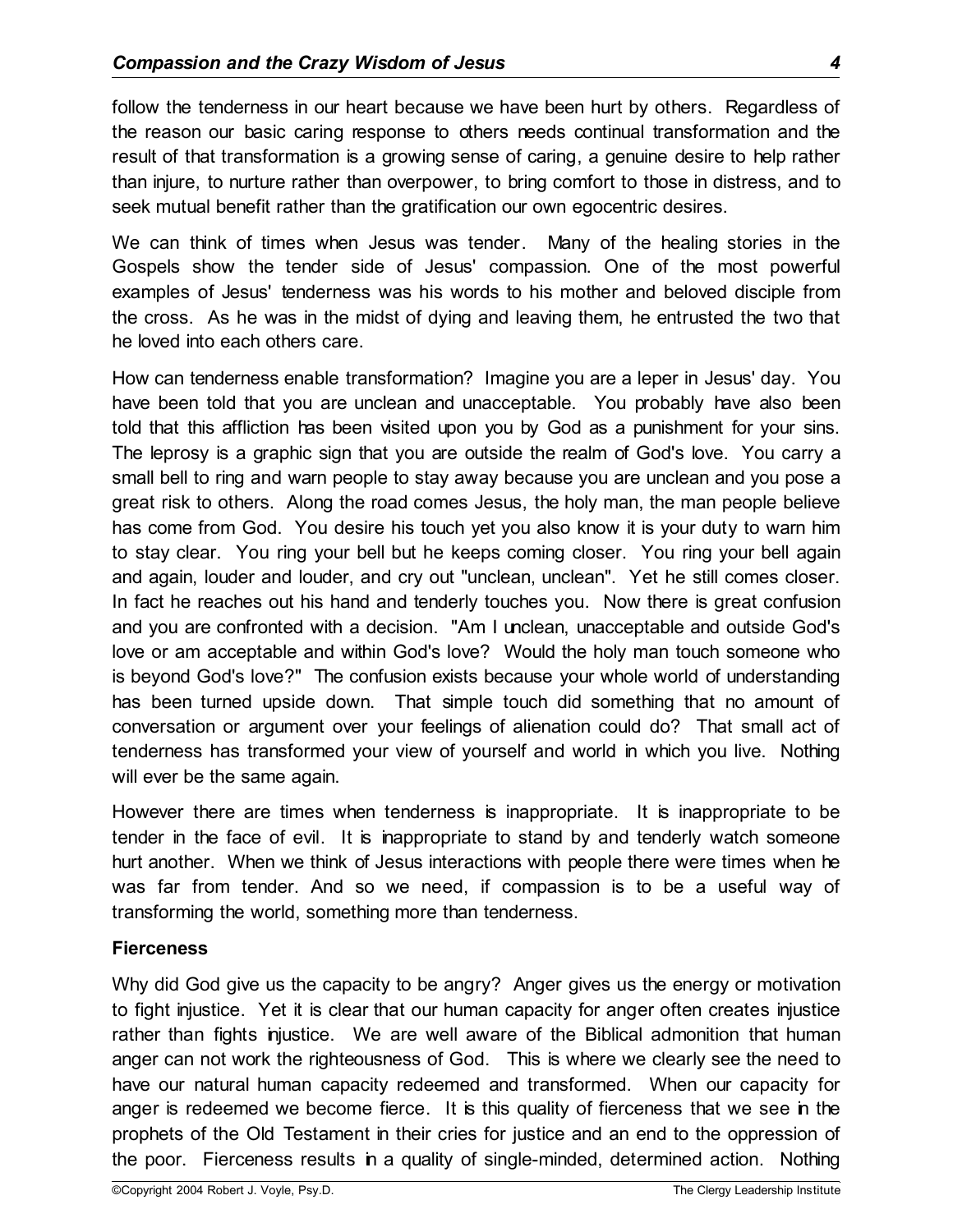follow the tenderness in our heart because we have been hurt by others. Regardless of the reason our basic caring response to others needs continual transformation and the result of that transformation is a growing sense of caring, a genuine desire to help rather than injure, to nurture rather than overpower, to bring comfort to those in distress, and to seek mutual benefit rather than the gratification our own egocentric desires.

We can think of times when Jesus was tender. Many of the healing stories in the Gospels show the tender side of Jesus' compassion. One of the most powerful examples of Jesus' tenderness was his words to his mother and beloved disciple from the cross. As he was in the midst of dying and leaving them, he entrusted the two that he loved into each others care.

How can tenderness enable transformation? Imagine you are a leper in Jesus' day. You have been told that you are unclean and unacceptable. You probably have also been told that this affliction has been visited upon you by God as a punishment for your sins. The leprosy is a graphic sign that you are outside the realm of God's love. You carry a small bell to ring and warn people to stay away because you are unclean and you pose a great risk to others. Along the road comes Jesus, the holy man, the man people believe has come from God. You desire his touch yet you also know it is your duty to warn him to stay clear. You ring your bell but he keeps coming closer. You ring your bell again and again, louder and louder, and cry out "unclean, unclean". Yet he still comes closer. In fact he reaches out his hand and tenderly touches you. Now there is great confusion and you are confronted with a decision. "Am I unclean, unacceptable and outside God's love or am acceptable and within God's love? Would the holy man touch someone who is beyond God's love?" The confusion exists because your whole world of understanding has been turned upside down. That simple touch did something that no amount of conversation or argument over your feelings of alienation could do? That small act of tenderness has transformed your view of yourself and world in which you live. Nothing will ever be the same again.

However there are times when tenderness is inappropriate. It is inappropriate to be tender in the face of evil. It is inappropriate to stand by and tenderly watch someone hurt another. When we think of Jesus interactions with people there were times when he was far from tender. And so we need, if compassion is to be a useful way of transforming the world, something more than tenderness.

**Fierceness**

Why did God give us the capacity to be angry? Anger gives us the energy or motivation to fight injustice. Yet it is clear that our human capacity for anger often creates injustice rather than fights injustice. We are well aware of the Biblical admonition that human anger can not work the righteousness of God. This is where we clearly see the need to have our natural human capacity redeemed and transformed. When our capacity for anger is redeemed we become fierce. It is this quality of fierceness that we see in the prophets of the Old Testament in their cries for justice and an end to the oppression of the poor. Fierceness results in a quality of single-minded, determined action. Nothing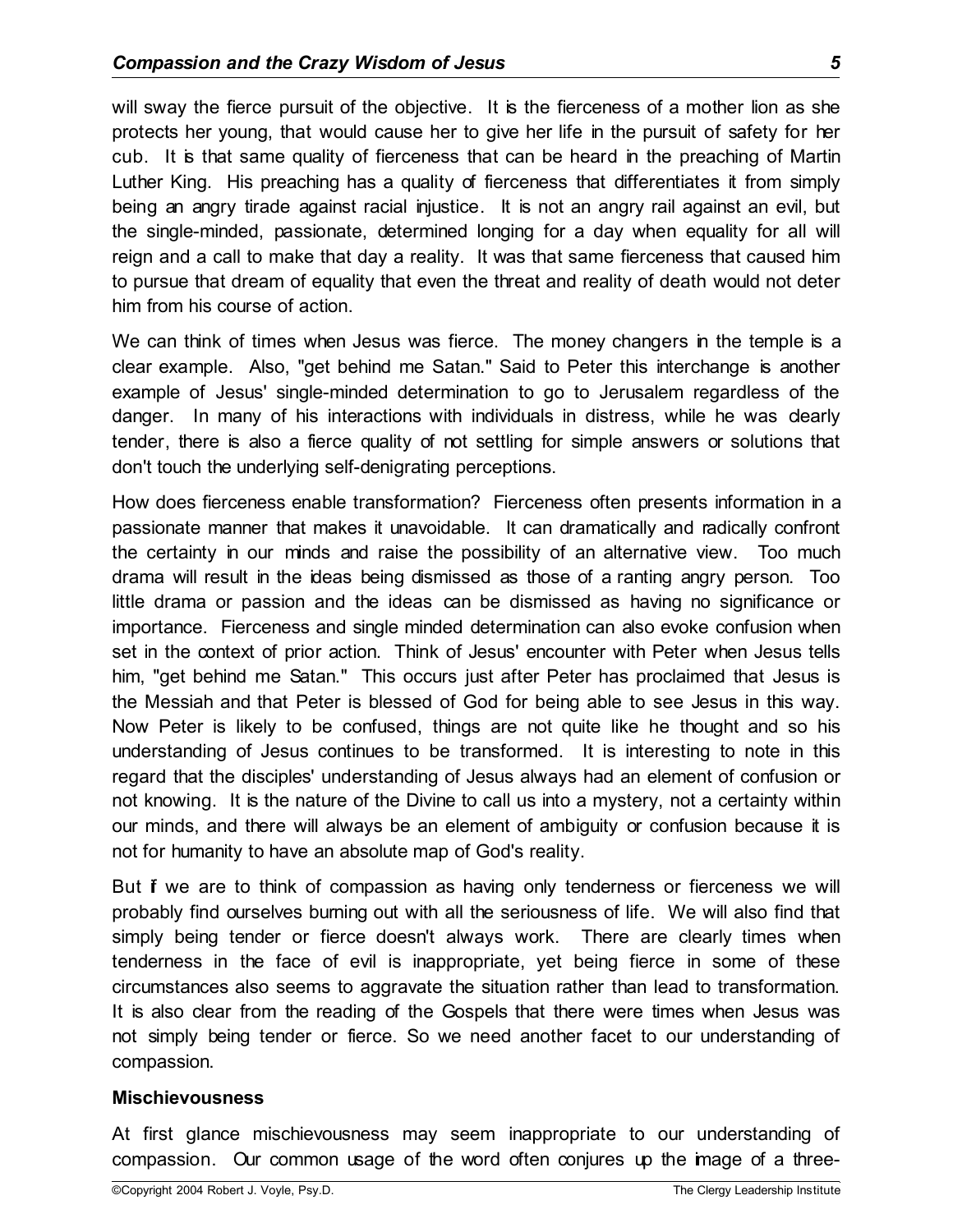will sway the fierce pursuit of the objective. It is the fierceness of a mother lion as she protects her young, that would cause her to give her life in the pursuit of safety for her cub. It is that same quality of fierceness that can be heard in the preaching of Martin Luther King. His preaching has a quality of fierceness that differentiates it from simply being an angry tirade against racial injustice. It is not an angry rail against an evil, but the single-minded, passionate, determined longing for a day when equality for all will reign and a call to make that day a reality. It was that same fierceness that caused him to pursue that dream of equality that even the threat and reality of death would not deter him from his course of action.

We can think of times when Jesus was fierce. The money changers in the temple is a clear example. Also, "get behind me Satan." Said to Peter this interchange is another example of Jesus' single-minded determination to go to Jerusalem regardless of the danger. In many of his interactions with individuals in distress, while he was clearly tender, there is also a fierce quality of not settling for simple answers or solutions that don't touch the underlying self-denigrating perceptions.

How does fierceness enable transformation? Fierceness often presents information in a passionate manner that makes it unavoidable. It can dramatically and radically confront the certainty in our minds and raise the possibility of an alternative view. Too much drama will result in the ideas being dismissed as those of a ranting angry person. Too little drama or passion and the ideas can be dismissed as having no significance or importance. Fierceness and single minded determination can also evoke confusion when set in the context of prior action. Think of Jesus' encounter with Peter when Jesus tells him, "get behind me Satan." This occurs just after Peter has proclaimed that Jesus is the Messiah and that Peter is blessed of God for being able to see Jesus in this way. Now Peter is likely to be confused, things are not quite like he thought and so his understanding of Jesus continues to be transformed. It is interesting to note in this regard that the disciples' understanding of Jesus always had an element of confusion or not knowing. It is the nature of the Divine to call us into a mystery, not a certainty within our minds, and there will always be an element of ambiguity or confusion because it is not for humanity to have an absolute map of God's reality.

But if we are to think of compassion as having only tenderness or fierceness we will probably find ourselves burning out with all the seriousness of life. We will also find that simply being tender or fierce doesn't always work. There are clearly times when tenderness in the face of evil is inappropriate, yet being fierce in some of these circumstances also seems to aggravate the situation rather than lead to transformation. It is also clear from the reading of the Gospels that there were times when Jesus was not simply being tender or fierce. So we need another facet to our understanding of compassion.

### Mischievousness

At first glance mischievousness may seem inappropriate to our understanding of compassion. Our common usage of the word often conjures up the image of a three-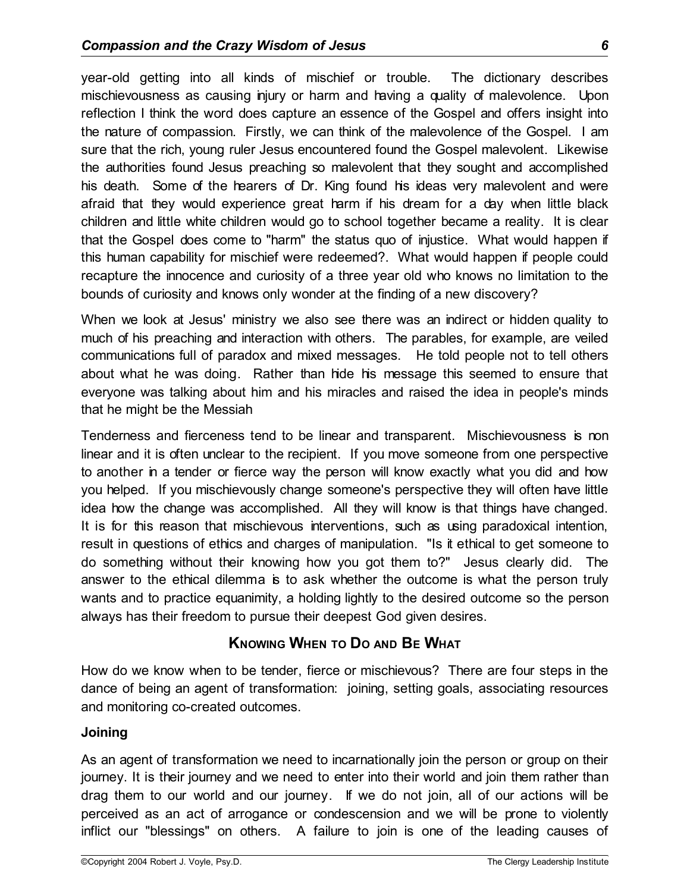year-old getting into all kinds of mischief or trouble. The dictionary describes mischievousness as causing injury or harm and having a quality of malevolence. Upon reflection I think the word does capture an essence of the Gospel and offers insight into the nature of compassion. Firstly, we can think of the malevolence of the Gospel. I am sure that the rich, young ruler Jesus encountered found the Gospel malevolent. Likewise the authorities found Jesus preaching so malevolent that they sought and accomplished his death. Some of the hearers of Dr. King found his ideas very malevolent and were afraid that they would experience great harm if his dream for a day when little black children and little white children would go to school together became a reality. It is clear that the Gospel does come to "harm" the status quo of injustice. What would happen if this human capability for mischief were redeemed?. What would happen if people could recapture the innocence and curiosity of a three year old who knows no limitation to the bounds of curiosity and knows only wonder at the finding of a new discovery?

When we look at Jesus' ministry we also see there was an indirect or hidden quality to much of his preaching and interaction with others. The parables, for example, are veiled communications full of paradox and mixed messages. He told people not to tell others about what he was doing. Rather than hide his message this seemed to ensure that everyone was talking about him and his miracles and raised the idea in people's minds that he might be the Messiah

Tenderness and fierceness tend to be linear and transparent. Mischievousness is non linear and it is often unclear to the recipient. If you move someone from one perspective to another in a tender or fierce way the person will know exactly what you did and how you helped. If you mischievously change someone's perspective they will often have little idea how the change was accomplished. All they will know is that things have changed. It is for this reason that mischievous interventions, such as using paradoxical intention, result in questions of ethics and charges of manipulation. "Is it ethical to get someone to do something without their knowing how you got them to?" Jesus clearly did. The answer to the ethical dilemma is to ask whether the outcome is what the person truly wants and to practice equanimity, a holding lightly to the desired outcome so the person always has their freedom to pursue their deepest God given desires.

## KNOWING WHEN TO DO AND BE WHAT

How do we know when to be tender, fierce or mischievous? There are four steps in the dance of being an agent of transformation: joining, setting goals, associating resources and monitoring co-created outcomes.

### Joining

As an agent of transformation we need to incarnationally join the person or group on their journey. It is their journey and we need to enter into their world and join them rather than drag them to our world and our journey. If we do not join, all of our actions will be perceived as an act of arrogance or condescension and we will be prone to violently inflict our "blessings" on others. A failure to join is one of the leading causes of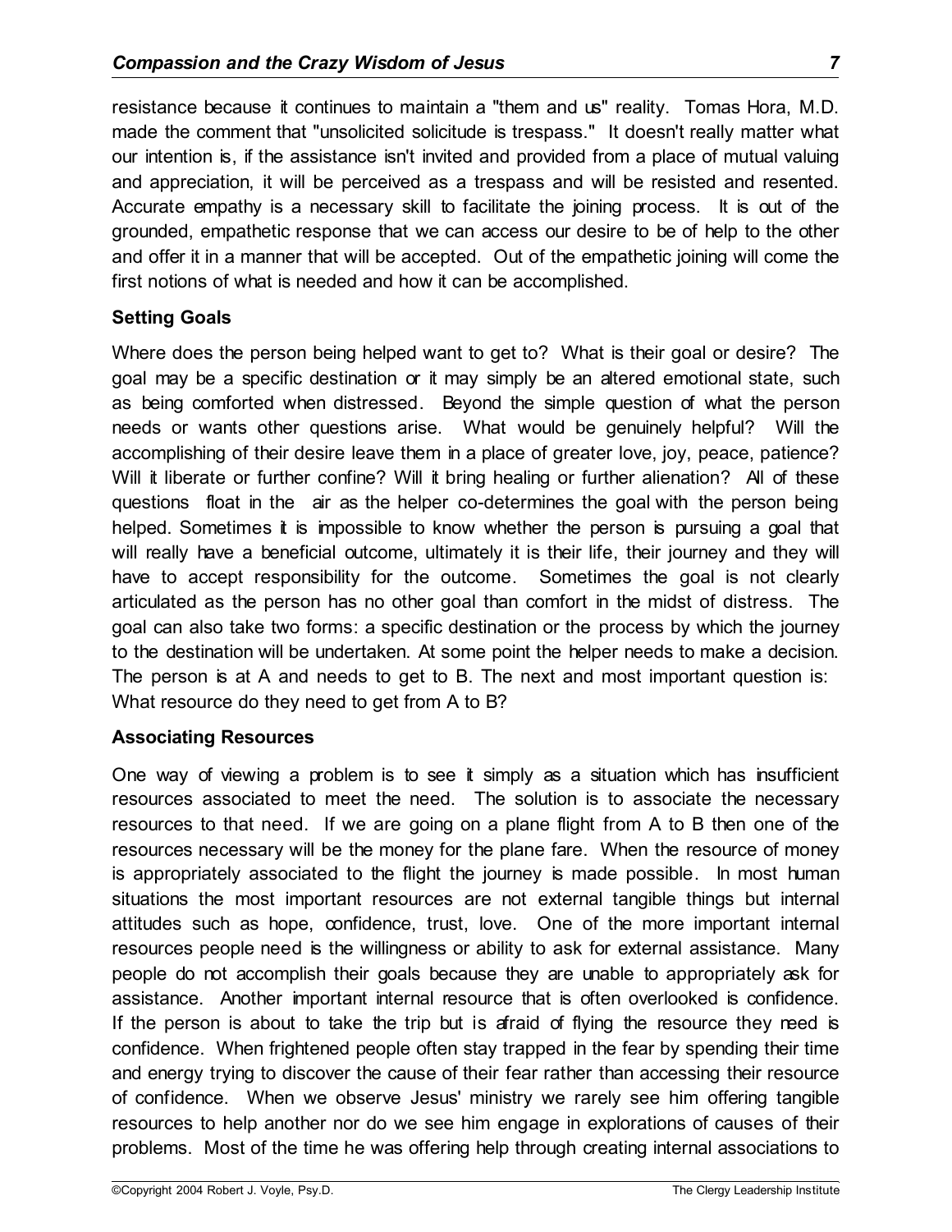resistance because it continues to maintain a "them and us" reality. Tomas Hora, M.D. made the comment that "unsolicited solicitude is trespass." It doesn't really matter what our intention is, if the assistance isn't invited and provided from a place of mutual valuing and appreciation, it will be perceived as a trespass and will be resisted and resented. Accurate empathy is a necessary skill to facilitate the joining process. It is out of the grounded, empathetic response that we can access our desire to be of help to the other and offer it in a manner that will be accepted. Out of the empathetic joining will come the first notions of what is needed and how it can be accomplished.

### Setting Goals

Where does the person being helped want to get to? What is their goal or desire? The goal may be a specific destination or it may simply be an altered emotional state, such as being comforted when distressed. Beyond the simple question of what the person needs or wants other questions arise. What would be genuinely helpful? Will the accomplishing of their desire leave them in a place of greater love, joy, peace, patience? Will it liberate or further confine? Will it bring healing or further alienation? All of these questions float in the air as the helper co-determines the goal with the person being helped. Sometimes it is impossible to know whether the person is pursuing a goal that will really have a beneficial outcome, ultimately it is their life, their journey and they will have to accept responsibility for the outcome. Sometimes the goal is not clearly articulated as the person has no other goal than comfort in the midst of distress. The goal can also take two forms: a specific destination or the process by which the journey to the destination will be undertaken. At some point the helper needs to make a decision. The person is at A and needs to get to B. The next and most important question is: What resource do they need to get from A to B?

### Associating Resources

One way of viewing a problem is to see it simply as a situation which has insufficient resources associated to meet the need. The solution is to associate the necessary resources to that need. If we are going on a plane flight from A to B then one of the resources necessary will be the money for the plane fare. When the resource of money is appropriately associated to the flight the journey is made possible. In most human situations the most important resources are not external tangible things but internal attitudes such as hope, confidence, trust, love. One of the more important internal resources people need is the willingness or ability to ask for external assistance. Many people do not accomplish their goals because they are unable to appropriately ask for assistance. Another important internal resource that is often overlooked is confidence. If the person is about to take the trip but is afraid of flying the resource they need is confidence. When frightened people often stay trapped in the fear by spending their time and energy trying to discover the cause of their fear rather than accessing their resource of confidence. When we observe Jesus' ministry we rarely see him offering tangible resources to help another nor do we see him engage in explorations of causes of their problems. Most of the time he was offering help through creating internal associations to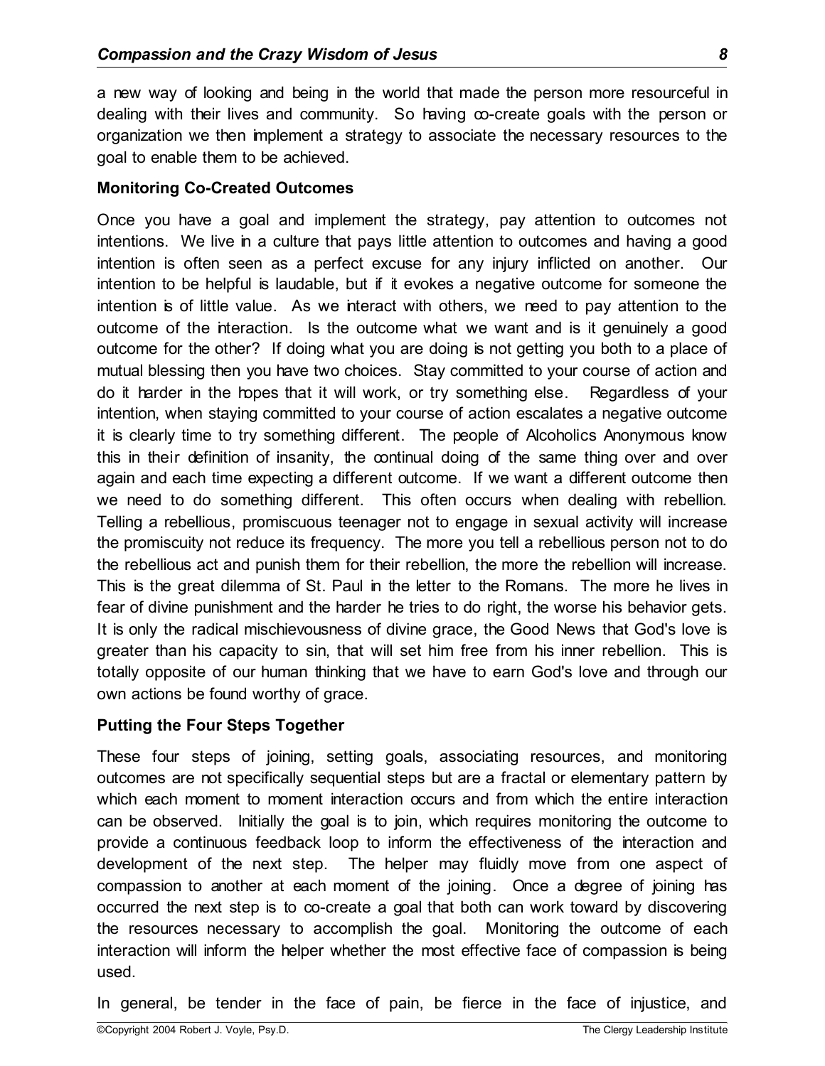a new way of looking and being in the world that made the person more resourceful in dealing with their lives and community. So having co-create goals with the person or organization we then implement a strategy to associate the necessary resources to the goal to enable them to be achieved.

**Monitoring Co-Created Outcomes**

Once you have a goal and implement the strategy, pay attention to outcomes not intentions. We live in a culture that pays little attention to outcomes and having a good intention is often seen as a perfect excuse for any injury inflicted on another. Our intention to be helpful is laudable, but if it evokes a negative outcome for someone the intention is of little value. As we interact with others, we need to pay attention to the outcome of the interaction. Is the outcome what we want and is it genuinely a good outcome for the other? If doing what you are doing is not getting you both to a place of mutual blessing then you have two choices. Stay committed to your course of action and do it harder in the hopes that it will work, or try something else. Regardless of your intention, when staying committed to your course of action escalates a negative outcome it is clearly time to try something different. The people of Alcoholics Anonymous know this in their definition of insanity, the continual doing of the same thing over and over again and each time expecting a different outcome. If we want a different outcome then we need to do something different. This often occurs when dealing with rebellion. Telling a rebellious, promiscuous teenager not to engage in sexual activity will increase the promiscuity not reduce its frequency. The more you tell a rebellious person not to do the rebellious act and punish them for their rebellion, the more the rebellion will increase. This is the great dilemma of St. Paul in the letter to the Romans. The more he lives in fear of divine punishment and the harder he tries to do right, the worse his behavior gets. It is only the radical mischievousness of divine grace, the Good News that God's love is greater than his capacity to sin, that will set him free from his inner rebellion. This is totally opposite of our human thinking that we have to earn God's love and through our own actions be found worthy of grace.

**Putting the Four Steps Together**

These four steps of joining, setting goals, associating resources, and monitoring outcomes are not specifically sequential steps but are a fractal or elementary pattern by which each moment to moment interaction occurs and from which the entire interaction can be observed. Initially the goal is to join, which requires monitoring the outcome to provide a continuous feedback loop to inform the effectiveness of the interaction and development of the next step. The helper may fluidly move from one aspect of compassion to another at each moment of the joining. Once a degree of joining has occurred the next step is to co-create a goal that both can work toward by discovering the resources necessary to accomplish the goal. Monitoring the outcome of each interaction will inform the helper whether the most effective face of compassion is being used.

In general, be tender in the face of pain, be fierce in the face of injustice, and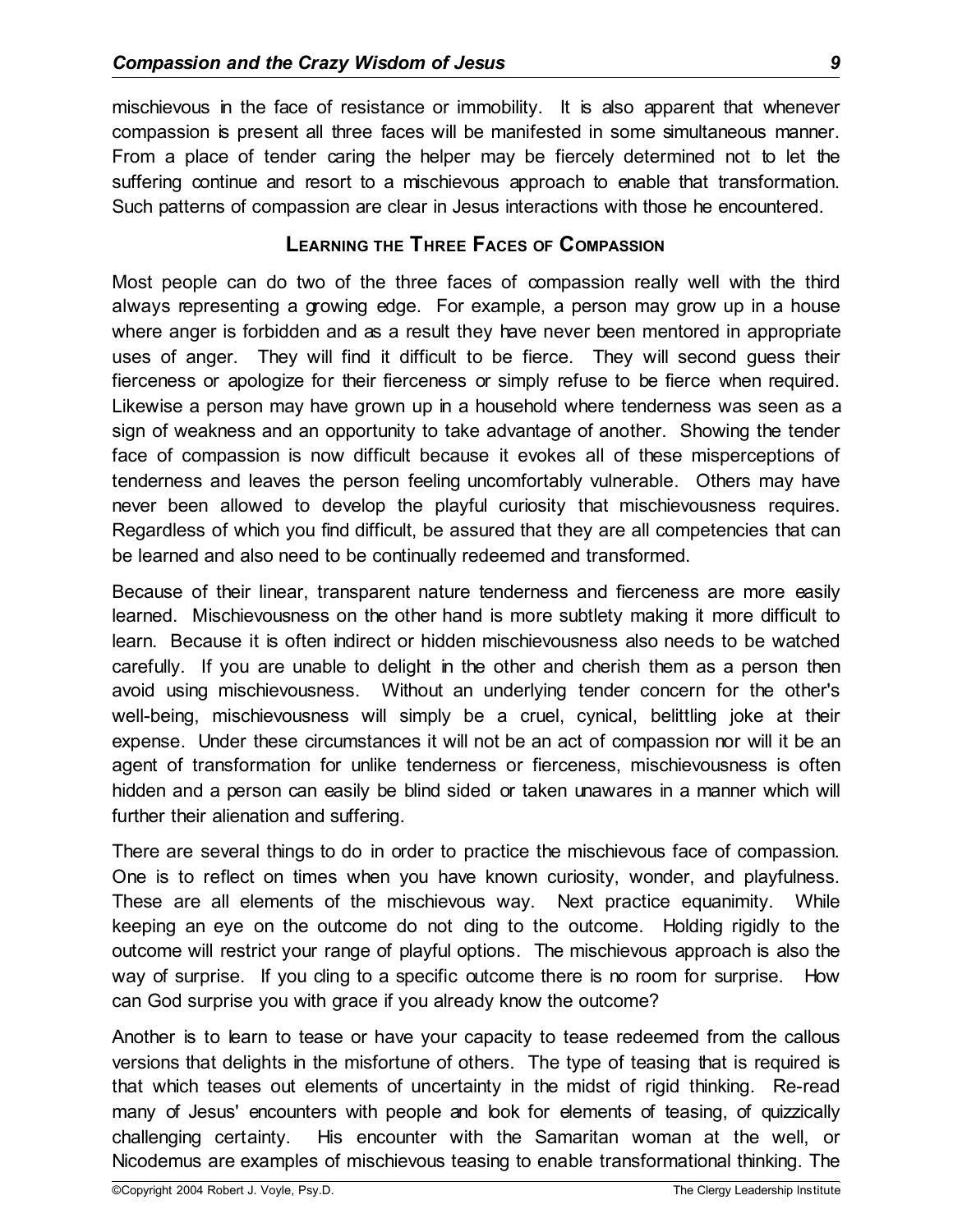mischievous in the face of resistance or immobility. It is also apparent that whenever compassion is present all three faces will be manifested in some simultaneous manner. From a place of tender caring the helper may be fiercely determined not to let the suffering continue and resort to a mischievous approach to enable that transformation. Such patterns of compassion are clear in Jesus interactions with those he encountered.

## Learning the Three Faces of Compassion

Most people can do two of the three faces of compassion really well with the third always representing a growing edge. For example, a person may grow up in a house where anger is forbidden and as a result they have never been mentored in appropriate uses of anger. They will find it difficult to be fierce. They will second guess their fierceness or apologize for their fierceness or simply refuse to be fierce when required. Likewise a person may have grown up in a household where tenderness was seen as a sign of weakness and an opportunity to take advantage of another. Showing the tender face of compassion is now difficult because it evokes all of these misperceptions of tenderness and leaves the person feeling uncomfortably vulnerable. Others may have never been allowed to develop the playful curiosity that mischievousness requires. Regardless of which you find difficult, be assured that they are all competencies that can be learned and also need to be continually redeemed and transformed.

Because of their linear, transparent nature tenderness and fierceness are more easily learned. Mischievousness on the other hand is more subtlety making it more difficult to learn. Because it is often indirect or hidden mischievousness also needs to be watched carefully. If you are unable to delight in the other and cherish them as a person then avoid using mischievousness. Without an underlying tender concern for the other's well-being, mischievousness will simply be a cruel, cynical, belittling joke at their expense. Under these circumstances it will not be an act of compassion nor will it be an agent of transformation for unlike tenderness or fierceness, mischievousness is often hidden and a person can easily be blind sided or taken unawares in a manner which will further their alienation and suffering.

There are several things to do in order to practice the mischievous face of compassion. One is to reflect on times when you have known curiosity, wonder, and playfulness. These are all elements of the mischievous way. Next practice equanimity. While keeping an eye on the outcome do not cling to the outcome. Holding rigidly to the outcome will restrict your range of playful options. The mischievous approach is also the way of surprise. If you cling to a specific outcome there is no room for surprise. How can God surprise you with grace if you already know the outcome?

Another is to learn to tease or have your capacity to tease redeemed from the callous versions that delights in the misfortune of others. The type of teasing that is required is that which teases out elements of uncertainty in the midst of rigid thinking. Re-read many of Jesus' encounters with people and look for elements of teasing, of quizzically challenging certainty. His encounter with the Samaritan woman at the well, or Nicodemus are examples of mischievous teasing to enable transformational thinking. The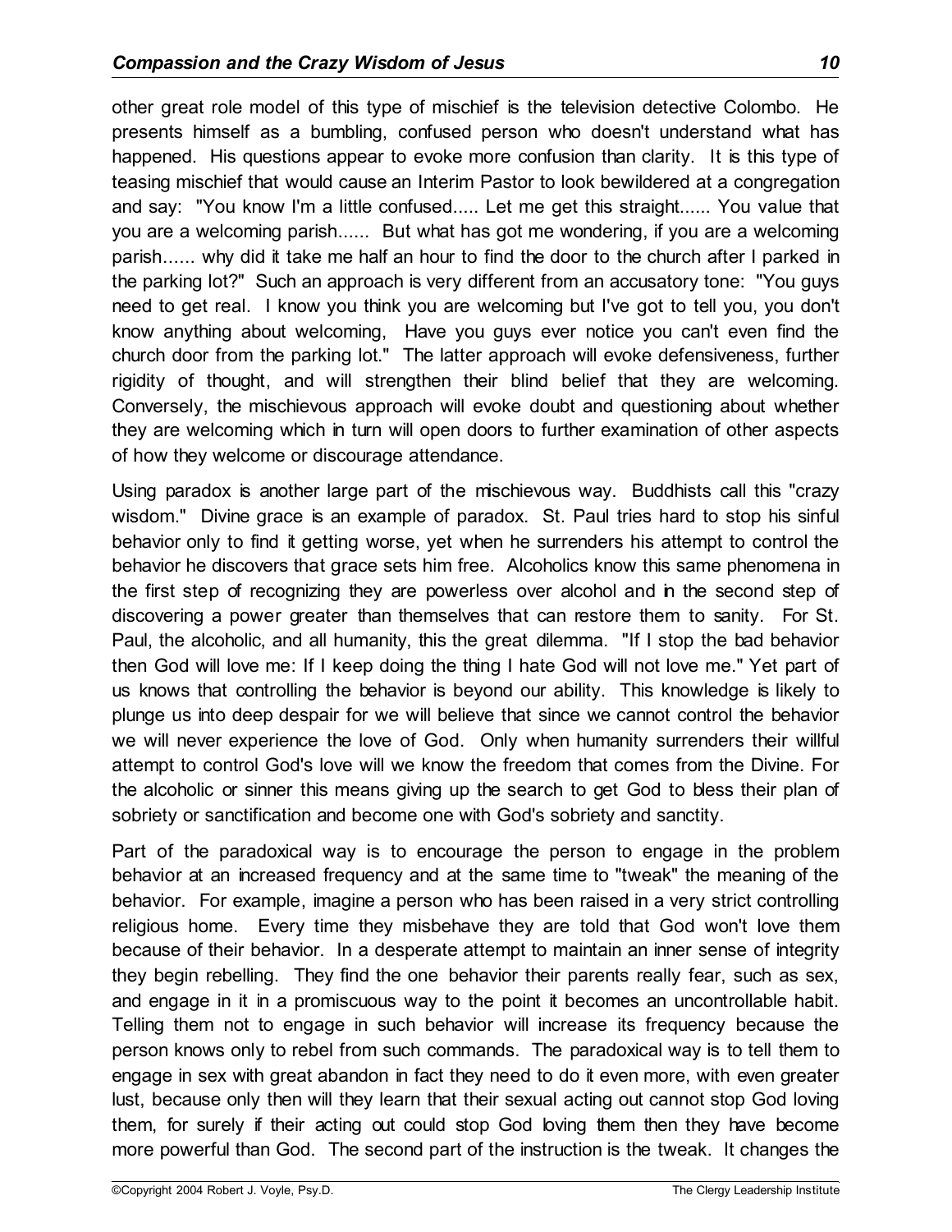other great role model of this type of mischief is the television detective Colombo. He presents himself as a bumbling, confused person who doesn't understand what has happened. His questions appear to evoke more confusion than clarity. It is this type of teasing mischief that would cause an Interim Pastor to look bewildered at a congregation and say: "You know I'm a little confused..... Let me get this straight...... You value that you are a welcoming parish...... But what has got me wondering, if you are a welcoming parish…... why did it take me half an hour to find the door to the church after I parked in the parking lot?" Such an approach is very different from an accusatory tone: "You guys need to get real. I know you think you are welcoming but I've got to tell you, you don't know anything about welcoming, Have you guys ever notice you can't even find the church door from the parking lot." The latter approach will evoke defensiveness, further rigidity of thought, and will strengthen their blind belief that they are welcoming. Conversely, the mischievous approach will evoke doubt and questioning about whether they are welcoming which in turn will open doors to further examination of other aspects of how they welcome or discourage attendance.

Using paradox is another large part of the mischievous way. Buddhists call this "crazy wisdom." Divine grace is an example of paradox. St. Paul tries hard to stop his sinful behavior only to find it getting worse, yet when he surrenders his attempt to control the behavior he discovers that grace sets him free. Alcoholics know this same phenomena in the first step of recognizing they are powerless over alcohol and in the second step of discovering a power greater than themselves that can restore them to sanity. For St. Paul, the alcoholic, and all humanity, this the great dilemma. "If I stop the bad behavior then God will love me: If I keep doing the thing I hate God will not love me." Yet part of us knows that controlling the behavior is beyond our ability. This knowledge is likely to plunge us into deep despair for we will believe that since we cannot control the behavior we will never experience the love of God. Only when humanity surrenders their willful attempt to control God's love will we know the freedom that comes from the Divine. For the alcoholic or sinner this means giving up the search to get God to bless their plan of sobriety or sanctification and become one with God's sobriety and sanctity.

Part of the paradoxical way is to encourage the person to engage in the problem behavior at an increased frequency and at the same time to "tweak" the meaning of the behavior. For example, imagine a person who has been raised in a very strict controlling religious home. Every time they misbehave they are told that God won't love them because of their behavior. In a desperate attempt to maintain an inner sense of integrity they begin rebelling. They find the one behavior their parents really fear, such as sex, and engage in it in a promiscuous way to the point it becomes an uncontrollable habit. Telling them not to engage in such behavior will increase its frequency because the person knows only to rebel from such commands. The paradoxical way is to tell them to engage in sex with great abandon in fact they need to do it even more, with even greater lust, because only then will they learn that their sexual acting out cannot stop God loving them, for surely if their acting out could stop God loving them then they have become more powerful than God. The second part of the instruction is the tweak. It changes the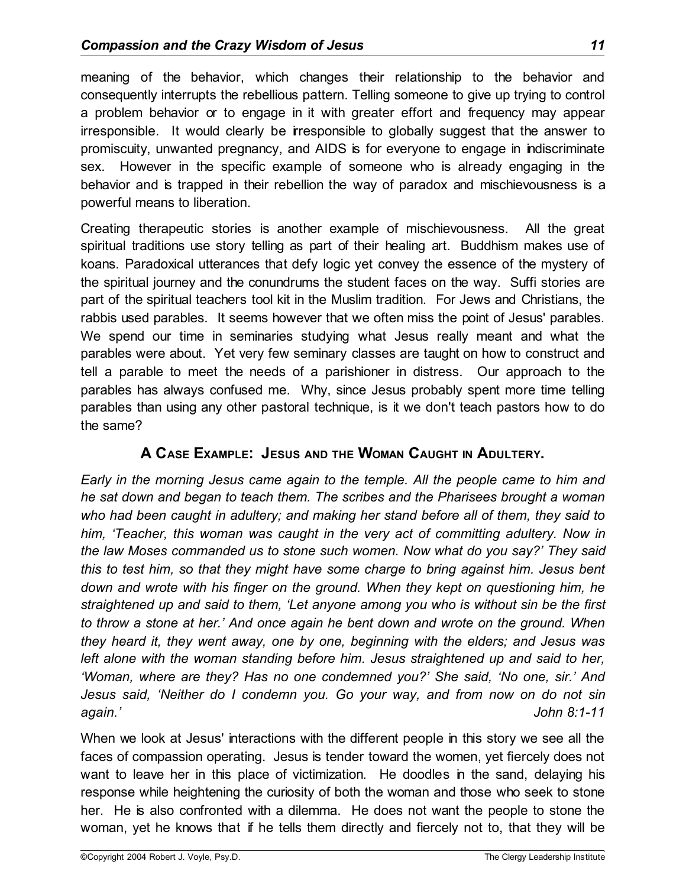meaning of the behavior, which changes their relationship to the behavior and consequently interrupts the rebellious pattern. Telling someone to give up trying to control a problem behavior or to engage in it with greater effort and frequency may appear irresponsible. It would clearly be irresponsible to globally suggest that the answer to promiscuity, unwanted pregnancy, and AIDS is for everyone to engage in indiscriminate sex. However in the specific example of someone who is already engaging in the behavior and is trapped in their rebellion the way of paradox and mischievousness is a powerful means to liberation.

Creating therapeutic stories is another example of mischievousness. All the great spiritual traditions use story telling as part of their healing art. Buddhism makes use of koans. Paradoxical utterances that defy logic yet convey the essence of the mystery of the spiritual journey and the conundrums the student faces on the way. Suffi stories are part of the spiritual teachers tool kit in the Muslim tradition. For Jews and Christians, the rabbis used parables. It seems however that we often miss the point of Jesus' parables. We spend our time in seminaries studying what Jesus really meant and what the parables were about. Yet very few seminary classes are taught on how to construct and tell a parable to meet the needs of a parishioner in distress. Our approach to the parables has always confused me. Why, since Jesus probably spent more time telling parables than using any other pastoral technique, is it we don't teach pastors how to do the same?

## A Case Example: Jesus and the Woman Caught in Adultery.

*Early in the morning Jesus came again to the temple. All the people came to him and he sat down and began to teach them. The scribes and the Pharisees brought a woman who had been caught in adultery; and making her stand before all of them, they said to him, 'Teacher, this woman was caught in the very act of committing adultery. Now in the law Moses commanded us to stone such women. Now what do you say?' They said this to test him, so that they might have some charge to bring against him. Jesus bent down and wrote with his finger on the ground. When they kept on questioning him, he straightened up and said to them, 'Let anyone among you who is without sin be the first to throw a stone at her.' And once again he bent down and wrote on the ground. When they heard it, they went away, one by one, beginning with the elders; and Jesus was left alone with the woman standing before him. Jesus straightened up and said to her, 'Woman, where are they? Has no one condemned you?' She said, 'No one, sir.' And Jesus said, 'Neither do I condemn you. Go your way, and from now on do not sin again.'* *John 8:1-11*

When we look at Jesus' interactions with the different people in this story we see all the faces of compassion operating. Jesus is tender toward the women, yet fiercely does not want to leave her in this place of victimization. He doodles in the sand, delaying his response while heightening the curiosity of both the woman and those who seek to stone her. He is also confronted with a dilemma. He does not want the people to stone the woman, yet he knows that if he tells them directly and fiercely not to, that they will be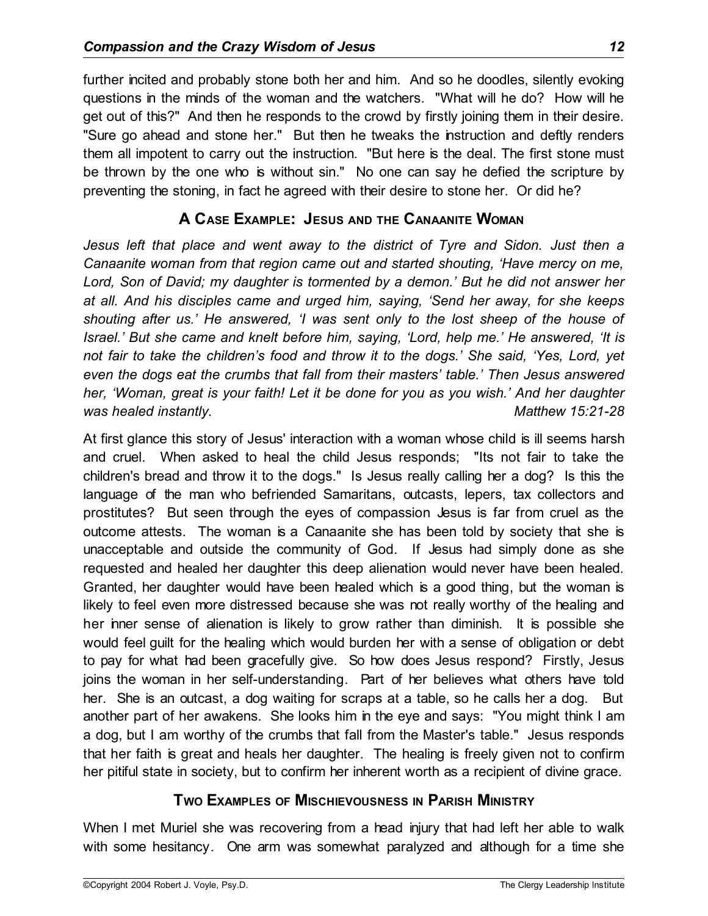further incited and probably stone both her and him. And so he doodles, silently evoking questions in the minds of the woman and the watchers. "What will he do? How will he get out of this?" And then he responds to the crowd by firstly joining them in their desire. "Sure go ahead and stone her." But then he tweaks the instruction and deftly renders them all impotent to carry out the instruction. "But here is the deal. The first stone must be thrown by the one who is without sin." No one can say he defied the scripture by preventing the stoning, in fact he agreed with their desire to stone her. Or did he?

## A Case Example: Jesus and the Canaanite Woman

*Jesus left that place and went away to the district of Tyre and Sidon. Just then a Canaanite woman from that region came out and started shouting, 'Have mercy on me, Lord, Son of David; my daughter is tormented by a demon.' But he did not answer her at all. And his disciples came and urged him, saying, 'Send her away, for she keeps shouting after us.' He answered, 'I was sent only to the lost sheep of the house of Israel.' But she came and knelt before him, saying, 'Lord, help me.' He answered, 'It is not fair to take the children's food and throw it to the dogs.' She said, 'Yes, Lord, yet even the dogs eat the crumbs that fall from their masters' table.' Then Jesus answered her, 'Woman, great is your faith! Let it be done for you as you wish.' And her daughter was healed instantly.* *Matthew 15:21-28*

At first glance this story of Jesus' interaction with a woman whose child is ill seems harsh and cruel. When asked to heal the child Jesus responds; "Its not fair to take the children's bread and throw it to the dogs." Is Jesus really calling her a dog? Is this the language of the man who befriended Samaritans, outcasts, lepers, tax collectors and prostitutes? But seen through the eyes of compassion Jesus is far from cruel as the outcome attests. The woman is a Canaanite she has been told by society that she is unacceptable and outside the community of God. If Jesus had simply done as she requested and healed her daughter this deep alienation would never have been healed. Granted, her daughter would have been healed which is a good thing, but the woman is likely to feel even more distressed because she was not really worthy of the healing and her inner sense of alienation is likely to grow rather than diminish. It is possible she would feel guilt for the healing which would burden her with a sense of obligation or debt to pay for what had been gracefully give. So how does Jesus respond? Firstly, Jesus joins the woman in her self-understanding. Part of her believes what others have told her. She is an outcast, a dog waiting for scraps at a table, so he calls her a dog. But another part of her awakens. She looks him in the eye and says: "You might think I am a dog, but I am worthy of the crumbs that fall from the Master's table." Jesus responds that her faith is great and heals her daughter. The healing is freely given not to confirm her pitiful state in society, but to confirm her inherent worth as a recipient of divine grace.

## Two Examples of Mischievousness in Parish Ministry

When I met Muriel she was recovering from a head injury that had left her able to walk with some hesitancy. One arm was somewhat paralyzed and although for a time she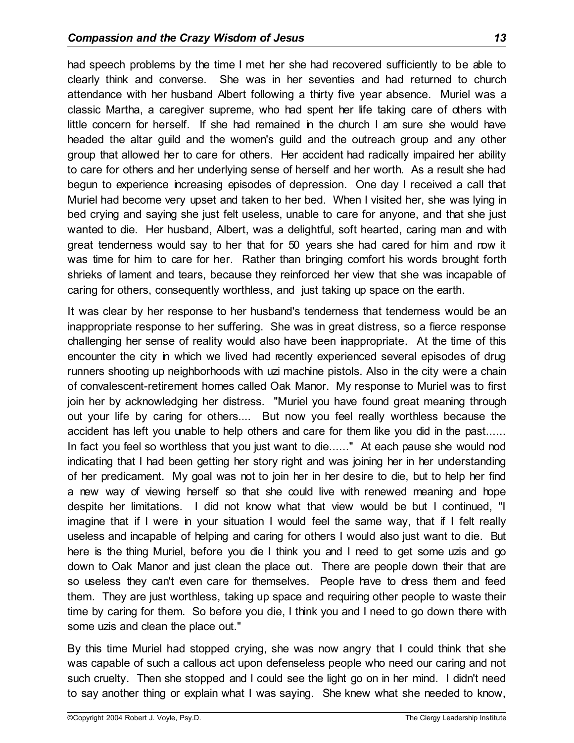had speech problems by the time I met her she had recovered sufficiently to be able to clearly think and converse. She was in her seventies and had returned to church attendance with her husband Albert following a thirty five year absence. Muriel was a classic Martha, a caregiver supreme, who had spent her life taking care of others with little concern for herself. If she had remained in the church I am sure she would have headed the altar guild and the women's guild and the outreach group and any other group that allowed her to care for others. Her accident had radically impaired her ability to care for others and her underlying sense of herself and her worth. As a result she had begun to experience increasing episodes of depression. One day I received a call that Muriel had become very upset and taken to her bed. When I visited her, she was lying in bed crying and saying she just felt useless, unable to care for anyone, and that she just wanted to die. Her husband, Albert, was a delightful, soft hearted, caring man and with great tenderness would say to her that for 50 years she had cared for him and now it was time for him to care for her. Rather than bringing comfort his words brought forth shrieks of lament and tears, because they reinforced her view that she was incapable of caring for others, consequently worthless, and just taking up space on the earth.

It was clear by her response to her husband's tenderness that tenderness would be an inappropriate response to her suffering. She was in great distress, so a fierce response challenging her sense of reality would also have been inappropriate. At the time of this encounter the city in which we lived had recently experienced several episodes of drug runners shooting up neighborhoods with uzi machine pistols. Also in the city were a chain of convalescent-retirement homes called Oak Manor. My response to Muriel was to first join her by acknowledging her distress. "Muriel you have found great meaning through out your life by caring for others.... But now you feel really worthless because the accident has left you unable to help others and care for them like you did in the past...... In fact you feel so worthless that you just want to die......" At each pause she would nod indicating that I had been getting her story right and was joining her in her understanding of her predicament. My goal was not to join her in her desire to die, but to help her find a new way of viewing herself so that she could live with renewed meaning and hope despite her limitations. I did not know what that view would be but I continued, "I imagine that if I were in your situation I would feel the same way, that if I felt really useless and incapable of helping and caring for others I would also just want to die. But here is the thing Muriel, before you die I think you and I need to get some uzis and go down to Oak Manor and just clean the place out. There are people down their that are so useless they can't even care for themselves. People have to dress them and feed them. They are just worthless, taking up space and requiring other people to waste their time by caring for them. So before you die, I think you and I need to go down there with some uzis and clean the place out."

By this time Muriel had stopped crying, she was now angry that I could think that she was capable of such a callous act upon defenseless people who need our caring and not such cruelty. Then she stopped and I could see the light go on in her mind. I didn't need to say another thing or explain what I was saying. She knew what she needed to know,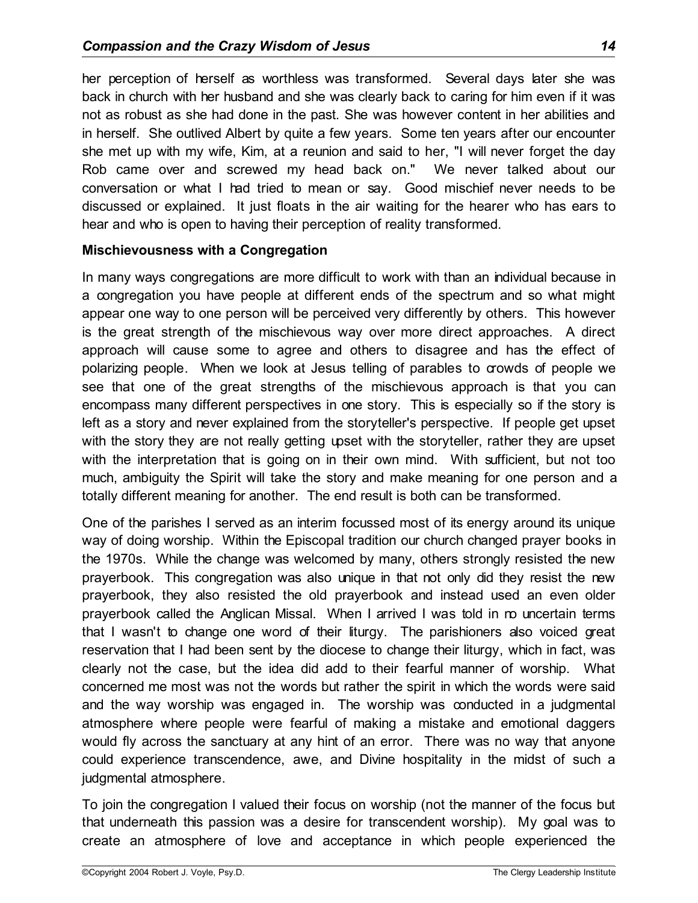her perception of herself as worthless was transformed. Several days later she was back in church with her husband and she was clearly back to caring for him even if it was not as robust as she had done in the past. She was however content in her abilities and in herself. She outlived Albert by quite a few years. Some ten years after our encounter she met up with my wife, Kim, at a reunion and said to her, "I will never forget the day Rob came over and screwed my head back on." We never talked about our conversation or what I had tried to mean or say. Good mischief never needs to be discussed or explained. It just floats in the air waiting for the hearer who has ears to hear and who is open to having their perception of reality transformed.

**Mischievousness with a Congregation**

In many ways congregations are more difficult to work with than an individual because in a congregation you have people at different ends of the spectrum and so what might appear one way to one person will be perceived very differently by others. This however is the great strength of the mischievous way over more direct approaches. A direct approach will cause some to agree and others to disagree and has the effect of polarizing people. When we look at Jesus telling of parables to crowds of people we see that one of the great strengths of the mischievous approach is that you can encompass many different perspectives in one story. This is especially so if the story is left as a story and never explained from the storyteller's perspective. If people get upset with the story they are not really getting upset with the storyteller, rather they are upset with the interpretation that is going on in their own mind. With sufficient, but not too much, ambiguity the Spirit will take the story and make meaning for one person and a totally different meaning for another. The end result is both can be transformed.

One of the parishes I served as an interim focussed most of its energy around its unique way of doing worship. Within the Episcopal tradition our church changed prayer books in the 1970s. While the change was welcomed by many, others strongly resisted the new prayerbook. This congregation was also unique in that not only did they resist the new prayerbook, they also resisted the old prayerbook and instead used an even older prayerbook called the Anglican Missal. When I arrived I was told in no uncertain terms that I wasn't to change one word of their liturgy. The parishioners also voiced great reservation that I had been sent by the diocese to change their liturgy, which in fact, was clearly not the case, but the idea did add to their fearful manner of worship. What concerned me most was not the words but rather the spirit in which the words were said and the way worship was engaged in. The worship was conducted in a judgmental atmosphere where people were fearful of making a mistake and emotional daggers would fly across the sanctuary at any hint of an error. There was no way that anyone could experience transcendence, awe, and Divine hospitality in the midst of such a judgmental atmosphere.

To join the congregation I valued their focus on worship (not the manner of the focus but that underneath this passion was a desire for transcendent worship). My goal was to create an atmosphere of love and acceptance in which people experienced the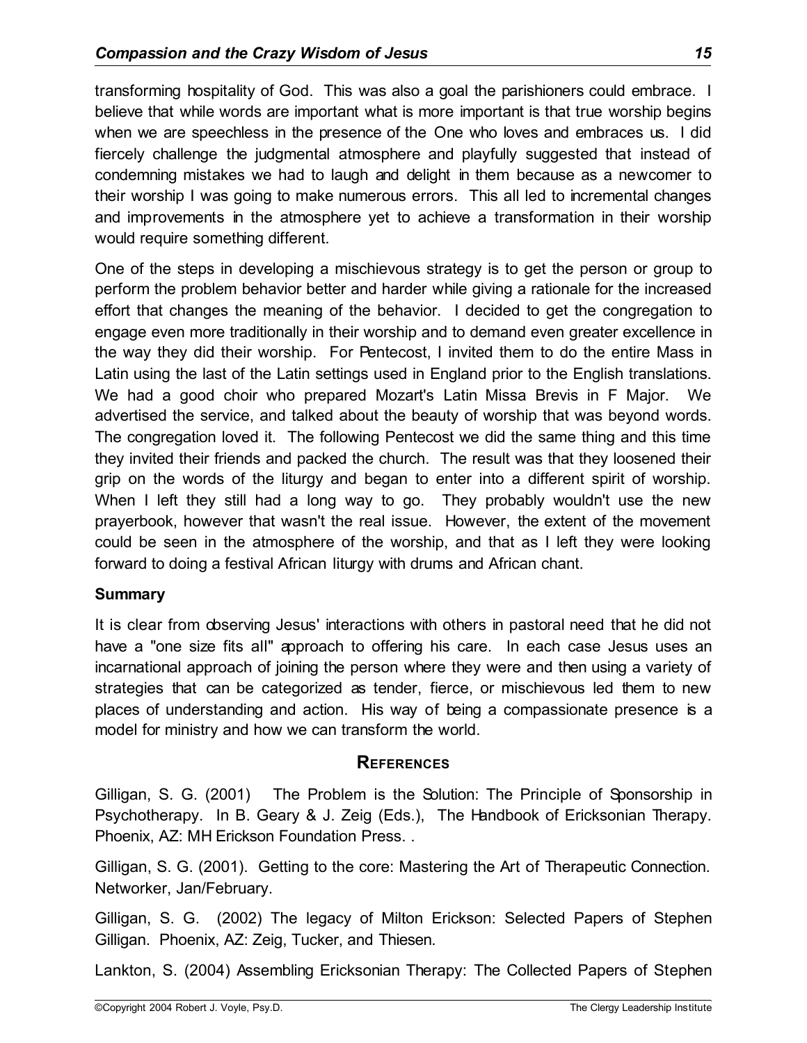transforming hospitality of God. This was also a goal the parishioners could embrace. I believe that while words are important what is more important is that true worship begins when we are speechless in the presence of the One who loves and embraces us. I did fiercely challenge the judgmental atmosphere and playfully suggested that instead of condemning mistakes we had to laugh and delight in them because as a newcomer to their worship I was going to make numerous errors. This all led to incremental changes and improvements in the atmosphere yet to achieve a transformation in their worship would require something different.

One of the steps in developing a mischievous strategy is to get the person or group to perform the problem behavior better and harder while giving a rationale for the increased effort that changes the meaning of the behavior. I decided to get the congregation to engage even more traditionally in their worship and to demand even greater excellence in the way they did their worship. For Pentecost, I invited them to do the entire Mass in Latin using the last of the Latin settings used in England prior to the English translations. We had a good choir who prepared Mozart's Latin Missa Brevis in F Major. We advertised the service, and talked about the beauty of worship that was beyond words. The congregation loved it. The following Pentecost we did the same thing and this time they invited their friends and packed the church. The result was that they loosened their grip on the words of the liturgy and began to enter into a different spirit of worship. When I left they still had a long way to go. They probably wouldn't use the new prayerbook, however that wasn't the real issue. However, the extent of the movement could be seen in the atmosphere of the worship, and that as I left they were looking forward to doing a festival African liturgy with drums and African chant.

**Summary**

It is clear from observing Jesus' interactions with others in pastoral need that he did not have a "one size fits all" approach to offering his care. In each case Jesus uses an incarnational approach of joining the person where they were and then using a variety of strategies that can be categorized as tender, fierce, or mischievous led them to new places of understanding and action. His way of being a compassionate presence is a model for ministry and how we can transform the world.

## References

Gilligan, S. G. (2001) The Problem is the Solution: The Principle of Sponsorship in Psychotherapy. In B. Geary & J. Zeig (Eds.), The Handbook of Ericksonian Therapy. Phoenix, AZ: MH Erickson Foundation Press. .

Gilligan, S. G. (2001). Getting to the core: Mastering the Art of Therapeutic Connection. Networker, Jan/February.

Gilligan, S. G. (2002) The legacy of Milton Erickson: Selected Papers of Stephen Gilligan. Phoenix, AZ: Zeig, Tucker, and Thiesen.

Lankton, S. (2004) Assembling Ericksonian Therapy: The Collected Papers of Stephen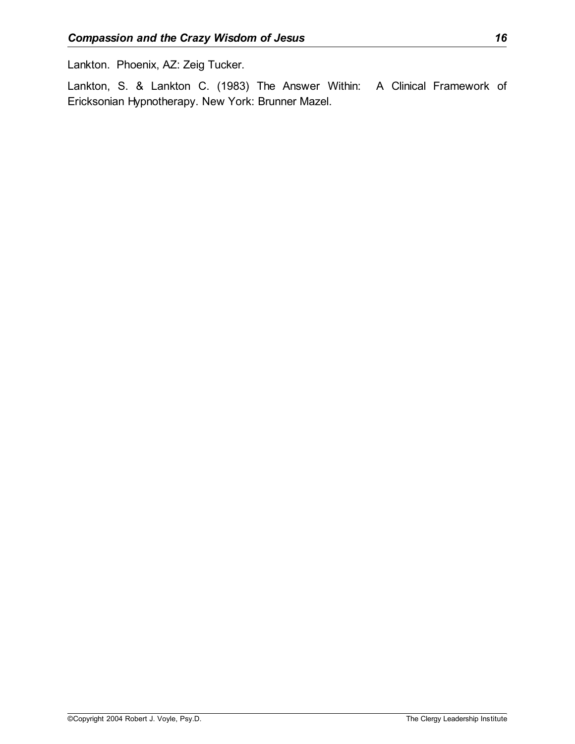Lankton. Phoenix, AZ: Zeig Tucker.

Lankton, S. & Lankton C. (1983) The Answer Within: A Clinical Framework of Ericksonian Hypnotherapy. New York: Brunner Mazel.